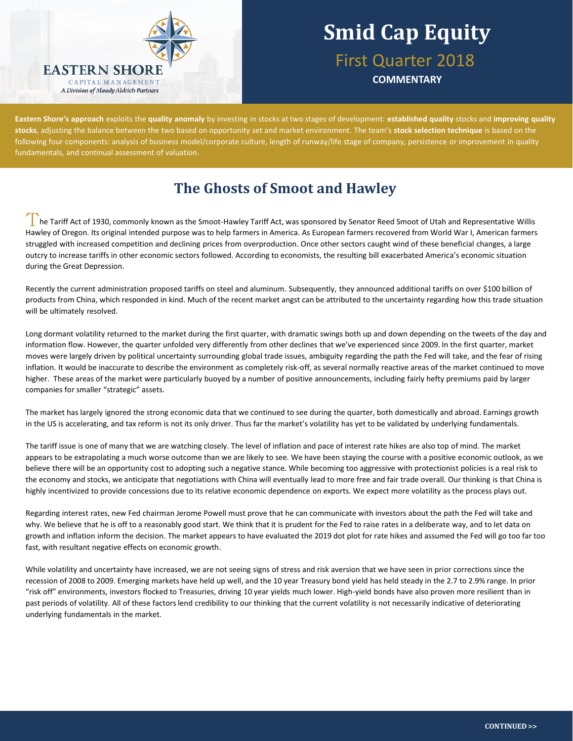EASTERN SHORE
CAPITAL MANAGEMENT
*A Division of Moody Aldrich Partners*

# Smid Cap Equity

## First Quarter 2018

**COMMENTARY**

**Eastern Shore's approach** exploits the **quality anomaly** by investing in stocks at two stages of development: **established quality** stocks and **improving quality stocks**, adjusting the balance between the two based on opportunity set and market environment. The team's **stock selection technique** is based on the following four components: analysis of business model/corporate culture, length of runway/life stage of company, persistence or improvement in quality fundamentals, and continual assessment of valuation.

## The Ghosts of Smoot and Hawley

The Tariff Act of 1930, commonly known as the Smoot-Hawley Tariff Act, was sponsored by Senator Reed Smoot of Utah and Representative Willis Hawley of Oregon. Its original intended purpose was to help farmers in America. As European farmers recovered from World War I, American farmers struggled with increased competition and declining prices from overproduction. Once other sectors caught wind of these beneficial changes, a large outcry to increase tariffs in other economic sectors followed. According to economists, the resulting bill exacerbated America's economic situation during the Great Depression.

Recently the current administration proposed tariffs on steel and aluminum. Subsequently, they announced additional tariffs on over $100 billion of products from China, which responded in kind. Much of the recent market angst can be attributed to the uncertainty regarding how this trade situation will be ultimately resolved.

Long dormant volatility returned to the market during the first quarter, with dramatic swings both up and down depending on the tweets of the day and information flow. However, the quarter unfolded very differently from other declines that we've experienced since 2009. In the first quarter, market moves were largely driven by political uncertainty surrounding global trade issues, ambiguity regarding the path the Fed will take, and the fear of rising inflation. It would be inaccurate to describe the environment as completely risk-off, as several normally reactive areas of the market continued to move higher. These areas of the market were particularly buoyed by a number of positive announcements, including fairly hefty premiums paid by larger companies for smaller "strategic" assets.

The market has largely ignored the strong economic data that we continued to see during the quarter, both domestically and abroad. Earnings growth in the US is accelerating, and tax reform is not its only driver. Thus far the market's volatility has yet to be validated by underlying fundamentals.

The tariff issue is one of many that we are watching closely. The level of inflation and pace of interest rate hikes are also top of mind. The market appears to be extrapolating a much worse outcome than we are likely to see. We have been staying the course with a positive economic outlook, as we believe there will be an opportunity cost to adopting such a negative stance. While becoming too aggressive with protectionist policies is a real risk to the economy and stocks, we anticipate that negotiations with China will eventually lead to more free and fair trade overall. Our thinking is that China is highly incentivized to provide concessions due to its relative economic dependence on exports. We expect more volatility as the process plays out.

Regarding interest rates, new Fed chairman Jerome Powell must prove that he can communicate with investors about the path the Fed will take and why. We believe that he is off to a reasonably good start. We think that it is prudent for the Fed to raise rates in a deliberate way, and to let data on growth and inflation inform the decision. The market appears to have evaluated the 2019 dot plot for rate hikes and assumed the Fed will go too far too fast, with resultant negative effects on economic growth.

While volatility and uncertainty have increased, we are not seeing signs of stress and risk aversion that we have seen in prior corrections since the recession of 2008 to 2009. Emerging markets have held up well, and the 10 year Treasury bond yield has held steady in the 2.7 to 2.9% range. In prior "risk off" environments, investors flocked to Treasuries, driving 10 year yields much lower. High-yield bonds have also proven more resilient than in past periods of volatility. All of these factors lend credibility to our thinking that the current volatility is not necessarily indicative of deteriorating underlying fundamentals in the market.

CONTINUED >>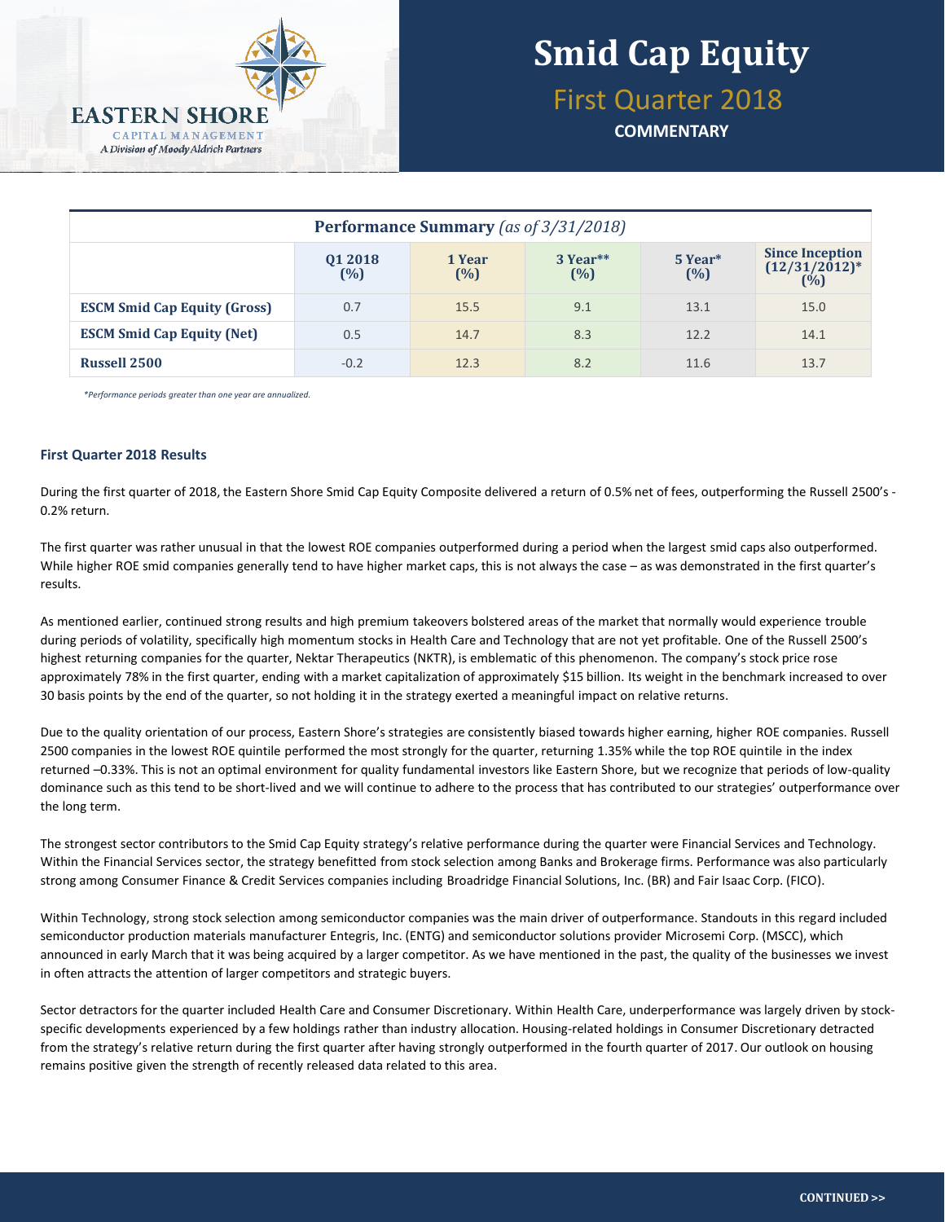# Smid Cap Equity

## First Quarter 2018

**COMMENTARY**

**Performance Summary** *(as of 3/31/2018)*

| | Q1 2018 (%) | 1 Year (%) | 3 Year** (%) | 5 Year* (%) | Since Inception (12/31/2012)* (%) |
|---|---|---|---|---|---|
| **ESCM Smid Cap Equity (Gross)** | 0.7 | 15.5 | 9.1 | 13.1 | 15.0 |
| **ESCM Smid Cap Equity (Net)** | 0.5 | 14.7 | 8.3 | 12.2 | 14.1 |
| **Russell 2500** | -0.2 | 12.3 | 8.2 | 11.6 | 13.7 |

*\*Performance periods greater than one year are annualized.*

### First Quarter 2018 Results

During the first quarter of 2018, the Eastern Shore Smid Cap Equity Composite delivered a return of 0.5% net of fees, outperforming the Russell 2500's -0.2% return.

The first quarter was rather unusual in that the lowest ROE companies outperformed during a period when the largest smid caps also outperformed. While higher ROE smid companies generally tend to have higher market caps, this is not always the case – as was demonstrated in the first quarter's results.

As mentioned earlier, continued strong results and high premium takeovers bolstered areas of the market that normally would experience trouble during periods of volatility, specifically high momentum stocks in Health Care and Technology that are not yet profitable. One of the Russell 2500's highest returning companies for the quarter, Nektar Therapeutics (NKTR), is emblematic of this phenomenon. The company's stock price rose approximately 78% in the first quarter, ending with a market capitalization of approximately $15 billion. Its weight in the benchmark increased to over 30 basis points by the end of the quarter, so not holding it in the strategy exerted a meaningful impact on relative returns.

Due to the quality orientation of our process, Eastern Shore's strategies are consistently biased towards higher earning, higher ROE companies. Russell 2500 companies in the lowest ROE quintile performed the most strongly for the quarter, returning 1.35% while the top ROE quintile in the index returned –0.33%. This is not an optimal environment for quality fundamental investors like Eastern Shore, but we recognize that periods of low-quality dominance such as this tend to be short-lived and we will continue to adhere to the process that has contributed to our strategies' outperformance over the long term.

The strongest sector contributors to the Smid Cap Equity strategy's relative performance during the quarter were Financial Services and Technology. Within the Financial Services sector, the strategy benefitted from stock selection among Banks and Brokerage firms. Performance was also particularly strong among Consumer Finance & Credit Services companies including Broadridge Financial Solutions, Inc. (BR) and Fair Isaac Corp. (FICO).

Within Technology, strong stock selection among semiconductor companies was the main driver of outperformance. Standouts in this regard included semiconductor production materials manufacturer Entegris, Inc. (ENTG) and semiconductor solutions provider Microsemi Corp. (MSCC), which announced in early March that it was being acquired by a larger competitor. As we have mentioned in the past, the quality of the businesses we invest in often attracts the attention of larger competitors and strategic buyers.

Sector detractors for the quarter included Health Care and Consumer Discretionary. Within Health Care, underperformance was largely driven by stock-specific developments experienced by a few holdings rather than industry allocation. Housing-related holdings in Consumer Discretionary detracted from the strategy's relative return during the first quarter after having strongly outperformed in the fourth quarter of 2017. Our outlook on housing remains positive given the strength of recently released data related to this area.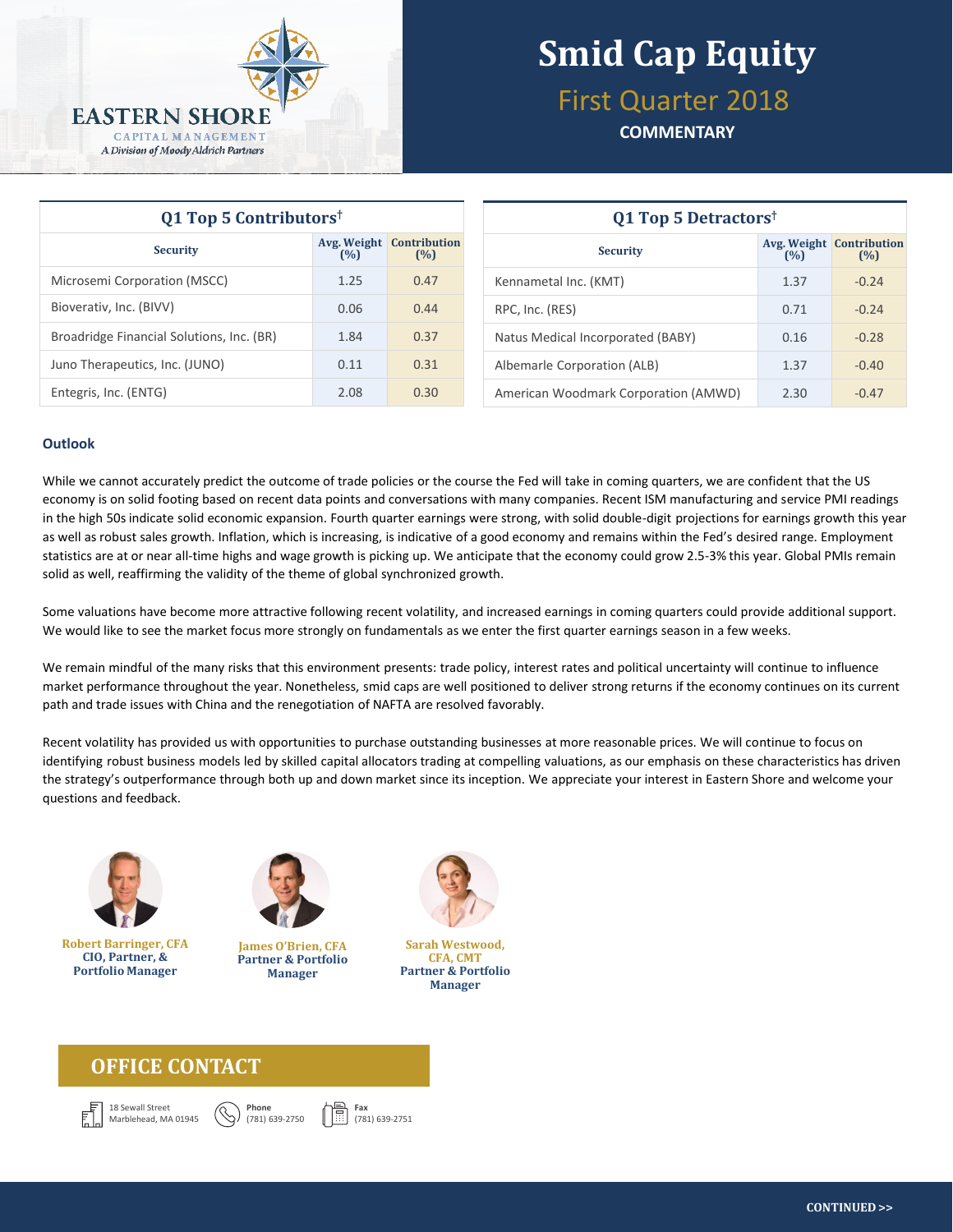# Smid Cap Equity

## First Quarter 2018

**COMMENTARY**

EASTERN SHORE CAPITAL MANAGEMENT
*A Division of Moody Aldrich Partners*

### Q1 Top 5 Contributors†

| Security | Avg. Weight (%) | Contribution (%) |
|---|---|---|
| Microsemi Corporation (MSCC) | 1.25 | 0.47 |
| Bioverativ, Inc. (BIVV) | 0.06 | 0.44 |
| Broadridge Financial Solutions, Inc. (BR) | 1.84 | 0.37 |
| Juno Therapeutics, Inc. (JUNO) | 0.11 | 0.31 |
| Entegris, Inc. (ENTG) | 2.08 | 0.30 |

### Q1 Top 5 Detractors†

| Security | Avg. Weight (%) | Contribution (%) |
|---|---|---|
| Kennametal Inc. (KMT) | 1.37 | -0.24 |
| RPC, Inc. (RES) | 0.71 | -0.24 |
| Natus Medical Incorporated (BABY) | 0.16 | -0.28 |
| Albemarle Corporation (ALB) | 1.37 | -0.40 |
| American Woodmark Corporation (AMWD) | 2.30 | -0.47 |

### Outlook

While we cannot accurately predict the outcome of trade policies or the course the Fed will take in coming quarters, we are confident that the US economy is on solid footing based on recent data points and conversations with many companies. Recent ISM manufacturing and service PMI readings in the high 50s indicate solid economic expansion. Fourth quarter earnings were strong, with solid double-digit projections for earnings growth this year as well as robust sales growth. Inflation, which is increasing, is indicative of a good economy and remains within the Fed's desired range. Employment statistics are at or near all-time highs and wage growth is picking up. We anticipate that the economy could grow 2.5-3% this year. Global PMIs remain solid as well, reaffirming the validity of the theme of global synchronized growth.

Some valuations have become more attractive following recent volatility, and increased earnings in coming quarters could provide additional support. We would like to see the market focus more strongly on fundamentals as we enter the first quarter earnings season in a few weeks.

We remain mindful of the many risks that this environment presents: trade policy, interest rates and political uncertainty will continue to influence market performance throughout the year. Nonetheless, smid caps are well positioned to deliver strong returns if the economy continues on its current path and trade issues with China and the renegotiation of NAFTA are resolved favorably.

Recent volatility has provided us with opportunities to purchase outstanding businesses at more reasonable prices. We will continue to focus on identifying robust business models led by skilled capital allocators trading at compelling valuations, as our emphasis on these characteristics has driven the strategy's outperformance through both up and down market since its inception. We appreciate your interest in Eastern Shore and welcome your questions and feedback.

**Robert Barringer, CFA**
**CIO, Partner, & Portfolio Manager**

**James O'Brien, CFA**
**Partner & Portfolio Manager**

**Sarah Westwood, CFA, CMT**
**Partner & Portfolio Manager**

## OFFICE CONTACT

18 Sewall Street
Marblehead, MA 01945

Phone
(781) 639-2750

Fax
(781) 639-2751

**CONTINUED >>**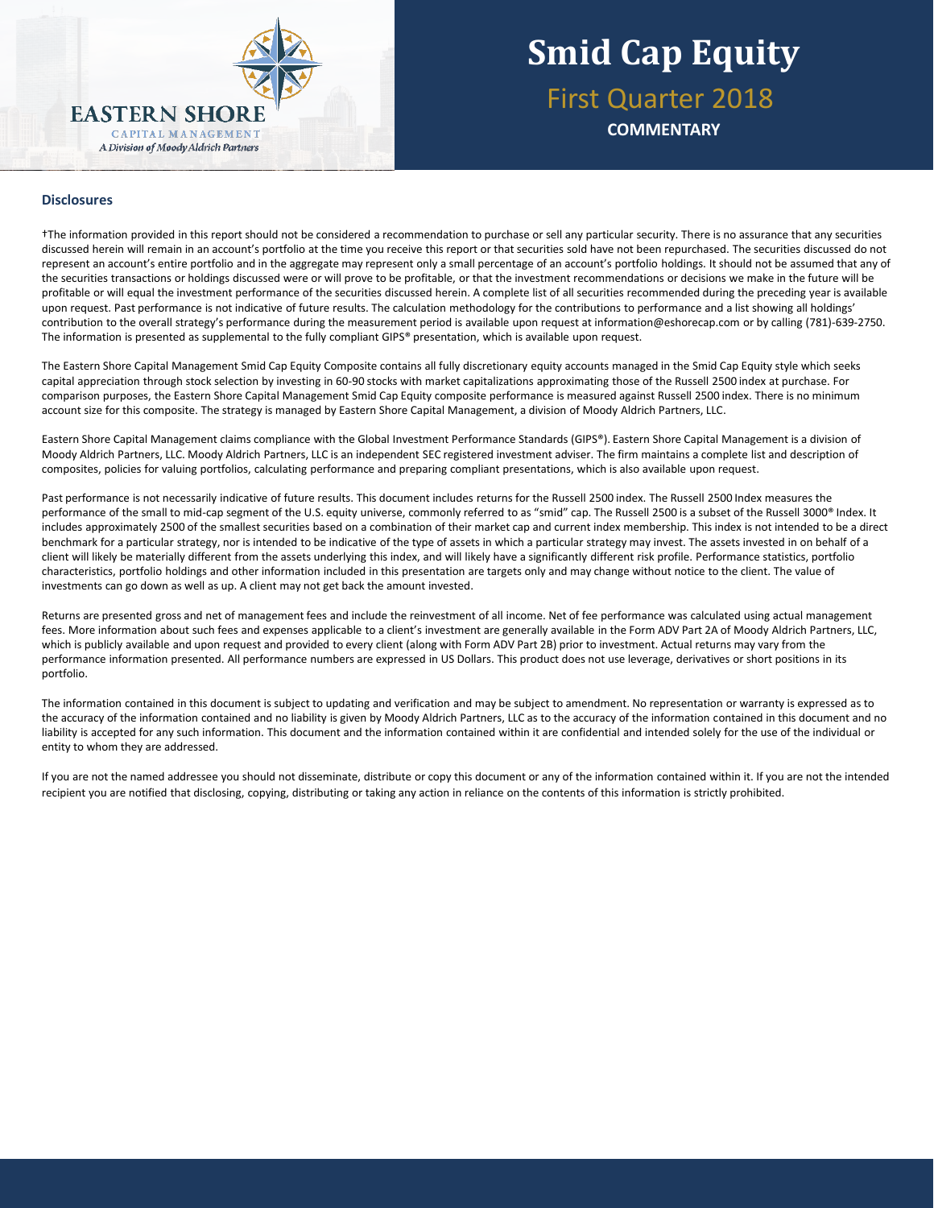EASTERN SHORE
CAPITAL MANAGEMENT
*A Division of Moody Aldrich Partners*

# Smid Cap Equity

## First Quarter 2018

**COMMENTARY**

### Disclosures

†The information provided in this report should not be considered a recommendation to purchase or sell any particular security. There is no assurance that any securities discussed herein will remain in an account's portfolio at the time you receive this report or that securities sold have not been repurchased. The securities discussed do not represent an account's entire portfolio and in the aggregate may represent only a small percentage of an account's portfolio holdings. It should not be assumed that any of the securities transactions or holdings discussed were or will prove to be profitable, or that the investment recommendations or decisions we make in the future will be profitable or will equal the investment performance of the securities discussed herein. A complete list of all securities recommended during the preceding year is available upon request. Past performance is not indicative of future results. The calculation methodology for the contributions to performance and a list showing all holdings' contribution to the overall strategy's performance during the measurement period is available upon request at information@eshorecap.com or by calling (781)-639-2750. The information is presented as supplemental to the fully compliant GIPS® presentation, which is available upon request.

The Eastern Shore Capital Management Smid Cap Equity Composite contains all fully discretionary equity accounts managed in the Smid Cap Equity style which seeks capital appreciation through stock selection by investing in 60-90 stocks with market capitalizations approximating those of the Russell 2500 index at purchase. For comparison purposes, the Eastern Shore Capital Management Smid Cap Equity composite performance is measured against Russell 2500 index. There is no minimum account size for this composite. The strategy is managed by Eastern Shore Capital Management, a division of Moody Aldrich Partners, LLC.

Eastern Shore Capital Management claims compliance with the Global Investment Performance Standards (GIPS®). Eastern Shore Capital Management is a division of Moody Aldrich Partners, LLC. Moody Aldrich Partners, LLC is an independent SEC registered investment adviser. The firm maintains a complete list and description of composites, policies for valuing portfolios, calculating performance and preparing compliant presentations, which is also available upon request.

Past performance is not necessarily indicative of future results. This document includes returns for the Russell 2500 index. The Russell 2500 Index measures the performance of the small to mid-cap segment of the U.S. equity universe, commonly referred to as "smid" cap. The Russell 2500 is a subset of the Russell 3000® Index. It includes approximately 2500 of the smallest securities based on a combination of their market cap and current index membership. This index is not intended to be a direct benchmark for a particular strategy, nor is intended to be indicative of the type of assets in which a particular strategy may invest. The assets invested in on behalf of a client will likely be materially different from the assets underlying this index, and will likely have a significantly different risk profile. Performance statistics, portfolio characteristics, portfolio holdings and other information included in this presentation are targets only and may change without notice to the client. The value of investments can go down as well as up. A client may not get back the amount invested.

Returns are presented gross and net of management fees and include the reinvestment of all income. Net of fee performance was calculated using actual management fees. More information about such fees and expenses applicable to a client's investment are generally available in the Form ADV Part 2A of Moody Aldrich Partners, LLC, which is publicly available and upon request and provided to every client (along with Form ADV Part 2B) prior to investment. Actual returns may vary from the performance information presented. All performance numbers are expressed in US Dollars. This product does not use leverage, derivatives or short positions in its portfolio.

The information contained in this document is subject to updating and verification and may be subject to amendment. No representation or warranty is expressed as to the accuracy of the information contained and no liability is given by Moody Aldrich Partners, LLC as to the accuracy of the information contained in this document and no liability is accepted for any such information. This document and the information contained within it are confidential and intended solely for the use of the individual or entity to whom they are addressed.

If you are not the named addressee you should not disseminate, distribute or copy this document or any of the information contained within it. If you are not the intended recipient you are notified that disclosing, copying, distributing or taking any action in reliance on the contents of this information is strictly prohibited.